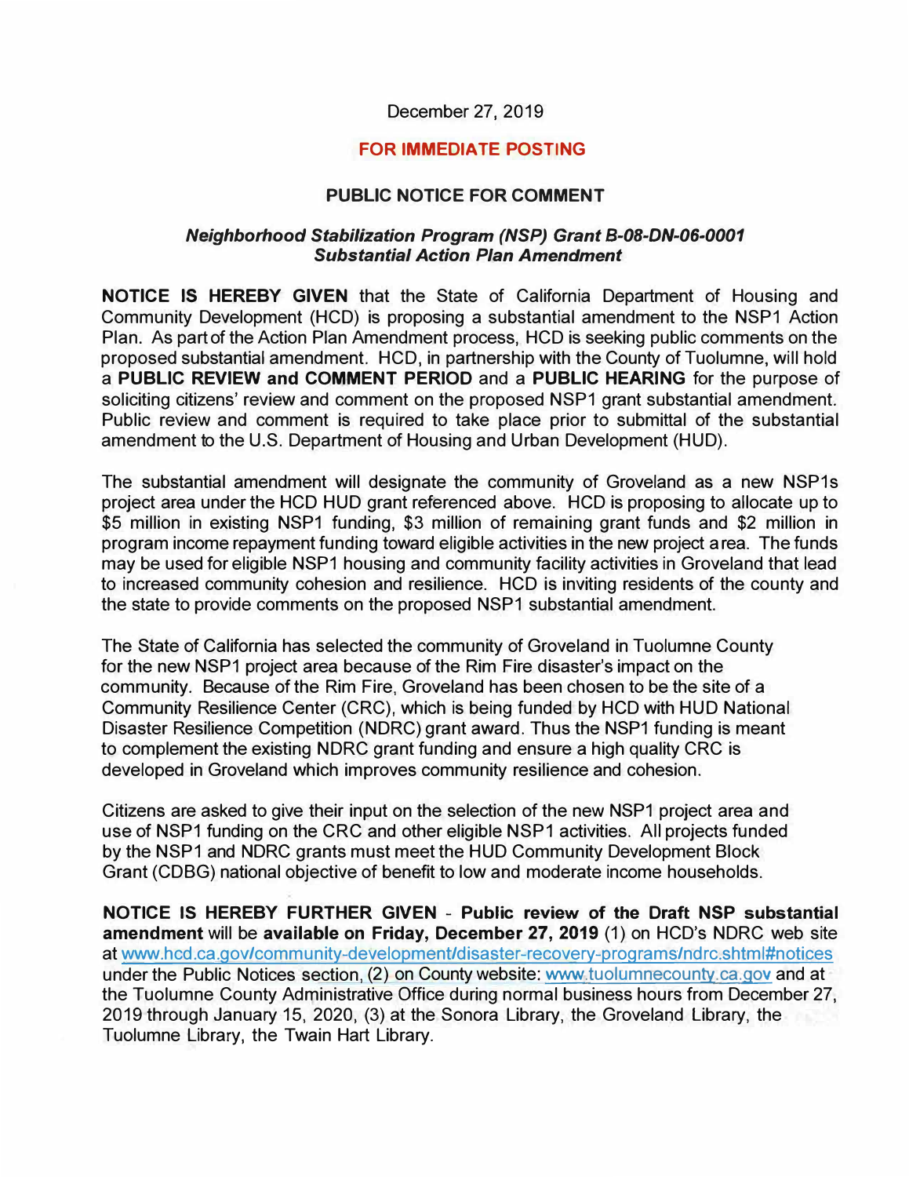December 27, 2019

**FOR IMMEDIATE POSTING**

**PUBLIC NOTICE FOR COMMENT**

***Neighborhood Stabilization Program (NSP) Grant B-08-DN-06-0001***
***Substantial Action Plan Amendment***

**NOTICE IS HEREBY GIVEN** that the State of California Department of Housing and Community Development (HCD) is proposing a substantial amendment to the NSP1 Action Plan. As part of the Action Plan Amendment process, HCD is seeking public comments on the proposed substantial amendment. HCD, in partnership with the County of Tuolumne, will hold a **PUBLIC REVIEW and COMMENT PERIOD** and a **PUBLIC HEARING** for the purpose of soliciting citizens' review and comment on the proposed NSP1 grant substantial amendment. Public review and comment is required to take place prior to submittal of the substantial amendment to the U.S. Department of Housing and Urban Development (HUD).

The substantial amendment will designate the community of Groveland as a new NSP1s project area under the HCD HUD grant referenced above. HCD is proposing to allocate up to $5 million in existing NSP1 funding, $3 million of remaining grant funds and $2 million in program income repayment funding toward eligible activities in the new project area. The funds may be used for eligible NSP1 housing and community facility activities in Groveland that lead to increased community cohesion and resilience. HCD is inviting residents of the county and the state to provide comments on the proposed NSP1 substantial amendment.

The State of California has selected the community of Groveland in Tuolumne County for the new NSP1 project area because of the Rim Fire disaster's impact on the community. Because of the Rim Fire, Groveland has been chosen to be the site of a Community Resilience Center (CRC), which is being funded by HCD with HUD National Disaster Resilience Competition (NDRC) grant award. Thus the NSP1 funding is meant to complement the existing NDRC grant funding and ensure a high quality CRC is developed in Groveland which improves community resilience and cohesion.

Citizens are asked to give their input on the selection of the new NSP1 project area and use of NSP1 funding on the CRC and other eligible NSP1 activities. All projects funded by the NSP1 and NDRC grants must meet the HUD Community Development Block Grant (CDBG) national objective of benefit to low and moderate income households.

**NOTICE IS HEREBY FURTHER GIVEN - Public review of the Draft NSP substantial amendment** will be **available on Friday, December 27, 2019** (1) on HCD's NDRC web site at www.hcd.ca.gov/community-development/disaster-recovery-programs/ndrc.shtml#notices under the Public Notices section, (2) on County website: www.tuolumnecounty.ca.gov and at the Tuolumne County Administrative Office during normal business hours from December 27, 2019 through January 15, 2020, (3) at the Sonora Library, the Groveland Library, the Tuolumne Library, the Twain Hart Library.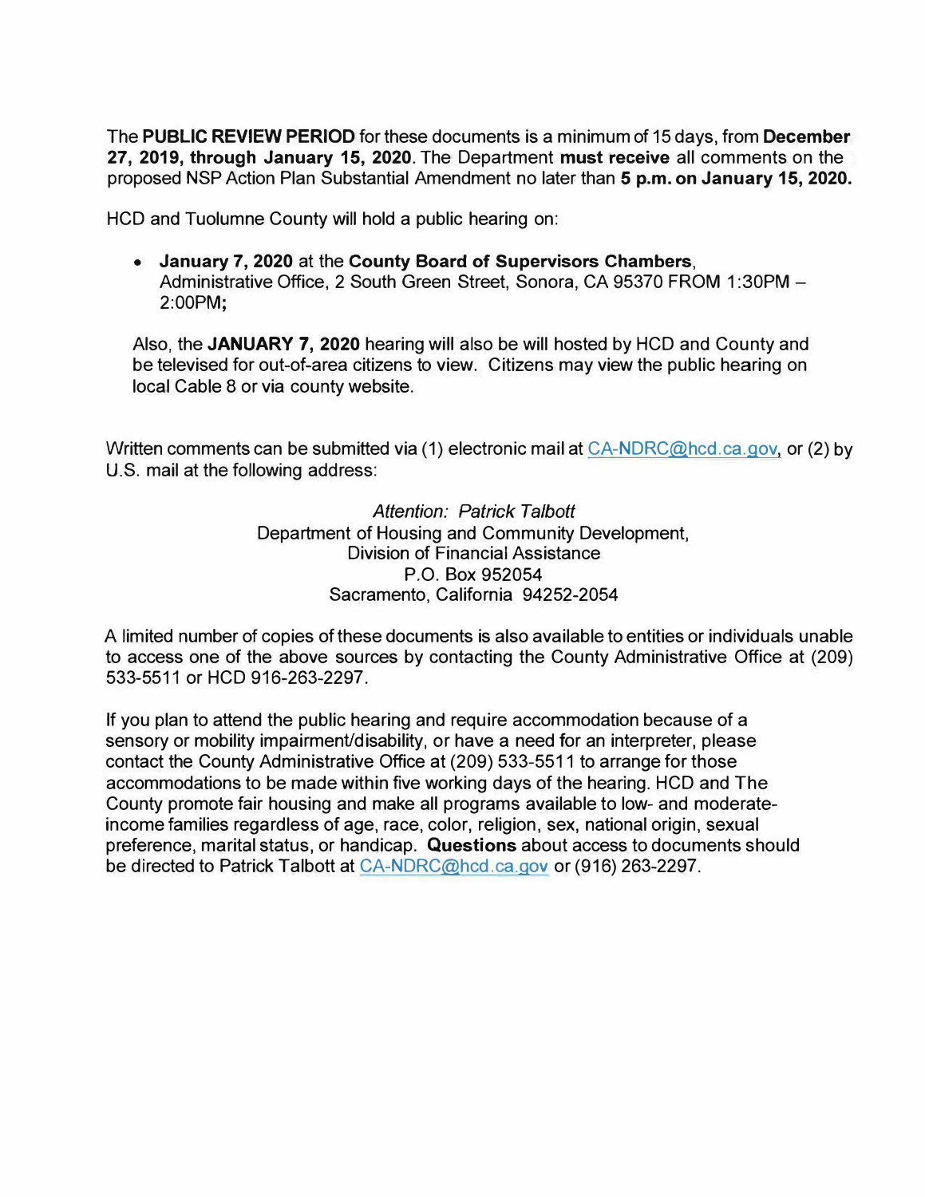The **PUBLIC REVIEW PERIOD** for these documents is a minimum of 15 days, from **December 27, 2019, through January 15, 2020**. The Department **must receive** all comments on the proposed NSP Action Plan Substantial Amendment no later than **5 p.m. on January 15, 2020.**

HCD and Tuolumne County will hold a public hearing on:

- **January 7, 2020** at the **County Board of Supervisors Chambers**, Administrative Office, 2 South Green Street, Sonora, CA 95370 FROM 1:30PM – 2:00PM**;**

Also, the **JANUARY 7, 2020** hearing will also be will hosted by HCD and County and be televised for out-of-area citizens to view. Citizens may view the public hearing on local Cable 8 or via county website.

Written comments can be submitted via (1) electronic mail at CA-NDRC@hcd.ca.gov, or (2) by U.S. mail at the following address:

*Attention: Patrick Talbott*
Department of Housing and Community Development,
Division of Financial Assistance
P.O. Box 952054
Sacramento, California 94252-2054

A limited number of copies of these documents is also available to entities or individuals unable to access one of the above sources by contacting the County Administrative Office at (209) 533-5511 or HCD 916-263-2297.

If you plan to attend the public hearing and require accommodation because of a sensory or mobility impairment/disability, or have a need for an interpreter, please contact the County Administrative Office at (209) 533-5511 to arrange for those accommodations to be made within five working days of the hearing. HCD and The County promote fair housing and make all programs available to low- and moderate-income families regardless of age, race, color, religion, sex, national origin, sexual preference, marital status, or handicap. **Questions** about access to documents should be directed to Patrick Talbott at CA-NDRC@hcd.ca.gov or (916) 263-2297.